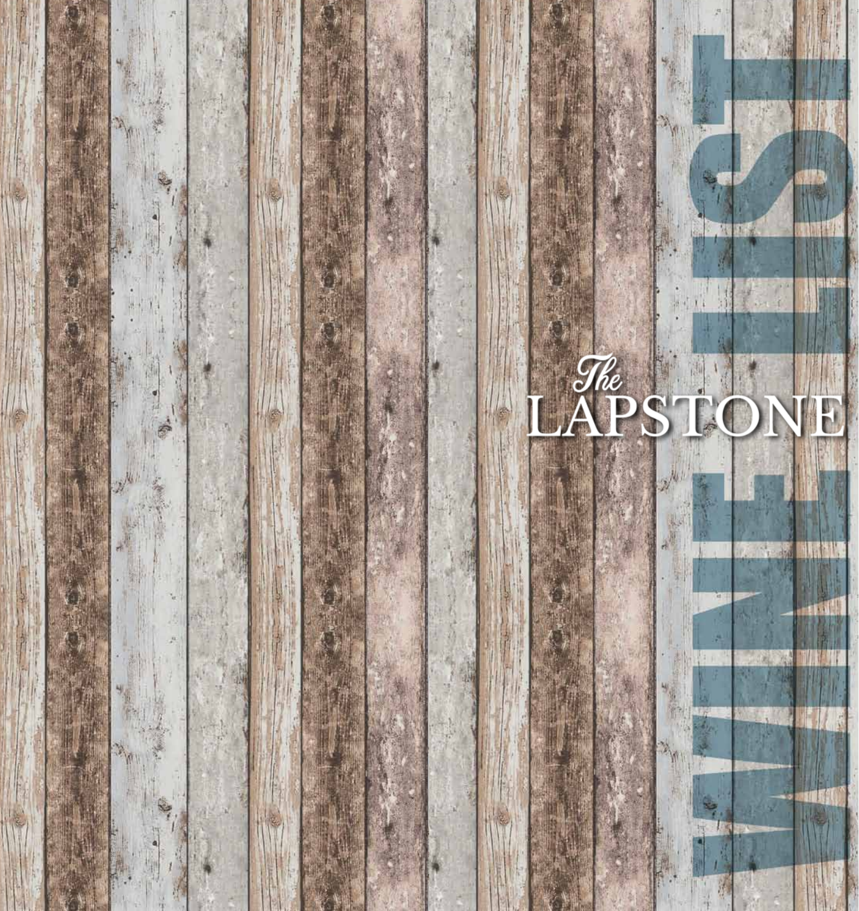# The LAPSTONE

# WINE LIST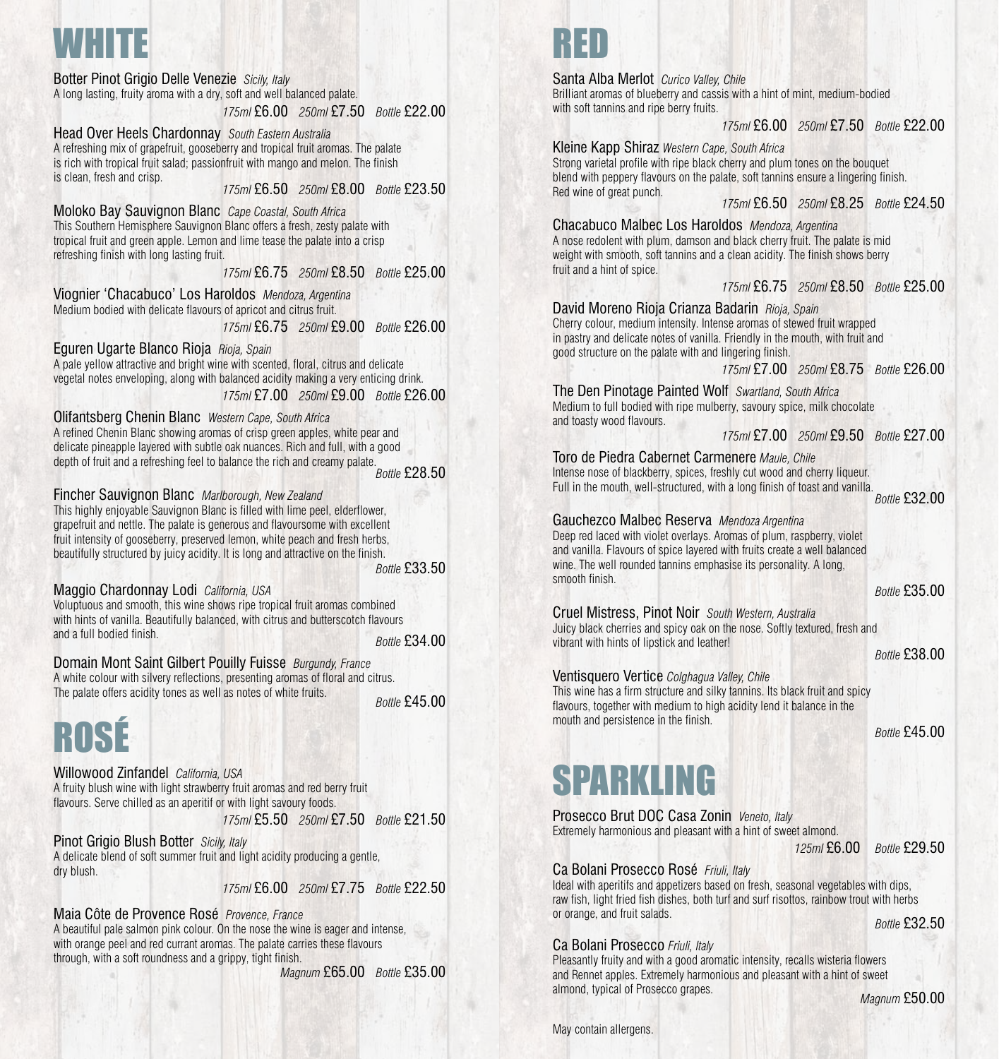# WHITE

**Botter Pinot Grigio Delle Venezie** *Sicily, Italy*
A long lasting, fruity aroma with a dry, soft and well balanced palate.
*175ml* £6.00 *250ml* £7.50 *Bottle* £22.00

**Head Over Heels Chardonnay** *South Eastern Australia*
A refreshing mix of grapefruit, gooseberry and tropical fruit aromas. The palate is rich with tropical fruit salad; passionfruit with mango and melon. The finish is clean, fresh and crisp.
*175ml* £6.50 *250ml* £8.00 *Bottle* £23.50

**Moloko Bay Sauvignon Blanc** *Cape Coastal, South Africa*
This Southern Hemisphere Sauvignon Blanc offers a fresh, zesty palate with tropical fruit and green apple. Lemon and lime tease the palate into a crisp refreshing finish with long lasting fruit.
*175ml* £6.75 *250ml* £8.50 *Bottle* £25.00

**Viognier 'Chacabuco' Los Haroldos** *Mendoza, Argentina*
Medium bodied with delicate flavours of apricot and citrus fruit.
*175ml* £6.75 *250ml* £9.00 *Bottle* £26.00

**Eguren Ugarte Blanco Rioja** *Rioja, Spain*
A pale yellow attractive and bright wine with scented, floral, citrus and delicate vegetal notes enveloping, along with balanced acidity making a very enticing drink.
*175ml* £7.00 *250ml* £9.00 *Bottle* £26.00

**Olifantsberg Chenin Blanc** *Western Cape, South Africa*
A refined Chenin Blanc showing aromas of crisp green apples, white pear and delicate pineapple layered with subtle oak nuances. Rich and full, with a good depth of fruit and a refreshing feel to balance the rich and creamy palate.
*Bottle* £28.50

**Fincher Sauvignon Blanc** *Marlborough, New Zealand*
This highly enjoyable Sauvignon Blanc is filled with lime peel, elderflower, grapefruit and nettle. The palate is generous and flavoursome with excellent fruit intensity of gooseberry, preserved lemon, white peach and fresh herbs, beautifully structured by juicy acidity. It is long and attractive on the finish.
*Bottle* £33.50

**Maggio Chardonnay Lodi** *California, USA*
Voluptuous and smooth, this wine shows ripe tropical fruit aromas combined with hints of vanilla. Beautifully balanced, with citrus and butterscotch flavours and a full bodied finish.
*Bottle* £34.00

**Domain Mont Saint Gilbert Pouilly Fuisse** *Burgundy, France*
A white colour with silvery reflections, presenting aromas of floral and citrus. The palate offers acidity tones as well as notes of white fruits.
*Bottle* £45.00

# ROSÉ

**Willowood Zinfandel** *California, USA*
A fruity blush wine with light strawberry fruit aromas and red berry fruit flavours. Serve chilled as an aperitif or with light savoury foods.
*175ml* £5.50 *250ml* £7.50 *Bottle* £21.50

**Pinot Grigio Blush Botter** *Sicily, Italy*
A delicate blend of soft summer fruit and light acidity producing a gentle, dry blush.
*175ml* £6.00 *250ml* £7.75 *Bottle* £22.50

**Maia Côte de Provence Rosé** *Provence, France*
A beautiful pale salmon pink colour. On the nose the wine is eager and intense, with orange peel and red currant aromas. The palate carries these flavours through, with a soft roundness and a grippy, tight finish.
*Magnum* £65.00 *Bottle* £35.00

# RED

**Santa Alba Merlot** *Curico Valley, Chile*
Brilliant aromas of blueberry and cassis with a hint of mint, medium-bodied with soft tannins and ripe berry fruits.
*175ml* £6.00 *250ml* £7.50 *Bottle* £22.00

**Kleine Kapp Shiraz** *Western Cape, South Africa*
Strong varietal profile with ripe black cherry and plum tones on the bouquet blend with peppery flavours on the palate, soft tannins ensure a lingering finish. Red wine of great punch.
*175ml* £6.50 *250ml* £8.25 *Bottle* £24.50

**Chacabuco Malbec Los Haroldos** *Mendoza, Argentina*
A nose redolent with plum, damson and black cherry fruit. The palate is mid weight with smooth, soft tannins and a clean acidity. The finish shows berry fruit and a hint of spice.
*175ml* £6.75 *250ml* £8.50 *Bottle* £25.00

**David Moreno Rioja Crianza Badarin** *Rioja, Spain*
Cherry colour, medium intensity. Intense aromas of stewed fruit wrapped in pastry and delicate notes of vanilla. Friendly in the mouth, with fruit and good structure on the palate with and lingering finish.
*175ml* £7.00 *250ml* £8.75 *Bottle* £26.00

**The Den Pinotage Painted Wolf** *Swartland, South Africa*
Medium to full bodied with ripe mulberry, savoury spice, milk chocolate and toasty wood flavours.
*175ml* £7.00 *250ml* £9.50 *Bottle* £27.00

**Toro de Piedra Cabernet Carmenere** *Maule, Chile*
Intense nose of blackberry, spices, freshly cut wood and cherry liqueur. Full in the mouth, well-structured, with a long finish of toast and vanilla.
*Bottle* £32.00

**Gauchezco Malbec Reserva** *Mendoza Argentina*
Deep red laced with violet overlays. Aromas of plum, raspberry, violet and vanilla. Flavours of spice layered with fruits create a well balanced wine. The well rounded tannins emphasise its personality. A long, smooth finish.
*Bottle* £35.00

**Cruel Mistress, Pinot Noir** *South Western, Australia*
Juicy black cherries and spicy oak on the nose. Softly textured, fresh and vibrant with hints of lipstick and leather!
*Bottle* £38.00

**Ventisquero Vertice** *Colghagua Valley, Chile*
This wine has a firm structure and silky tannins. Its black fruit and spicy flavours, together with medium to high acidity lend it balance in the mouth and persistence in the finish.
*Bottle* £45.00

# SPARKLING

**Prosecco Brut DOC Casa Zonin** *Veneto, Italy*
Extremely harmonious and pleasant with a hint of sweet almond.
*125ml* £6.00 *Bottle* £29.50

**Ca Bolani Prosecco Rosé** *Friuli, Italy*
Ideal with aperitifs and appetizers based on fresh, seasonal vegetables with dips, raw fish, light fried fish dishes, both turf and surf risottos, rainbow trout with herbs or orange, and fruit salads.
*Bottle* £32.50

**Ca Bolani Prosecco** *Friuli, Italy*
Pleasantly fruity and with a good aromatic intensity, recalls wisteria flowers and Rennet apples. Extremely harmonious and pleasant with a hint of sweet almond, typical of Prosecco grapes.
*Magnum* £50.00

May contain allergens.